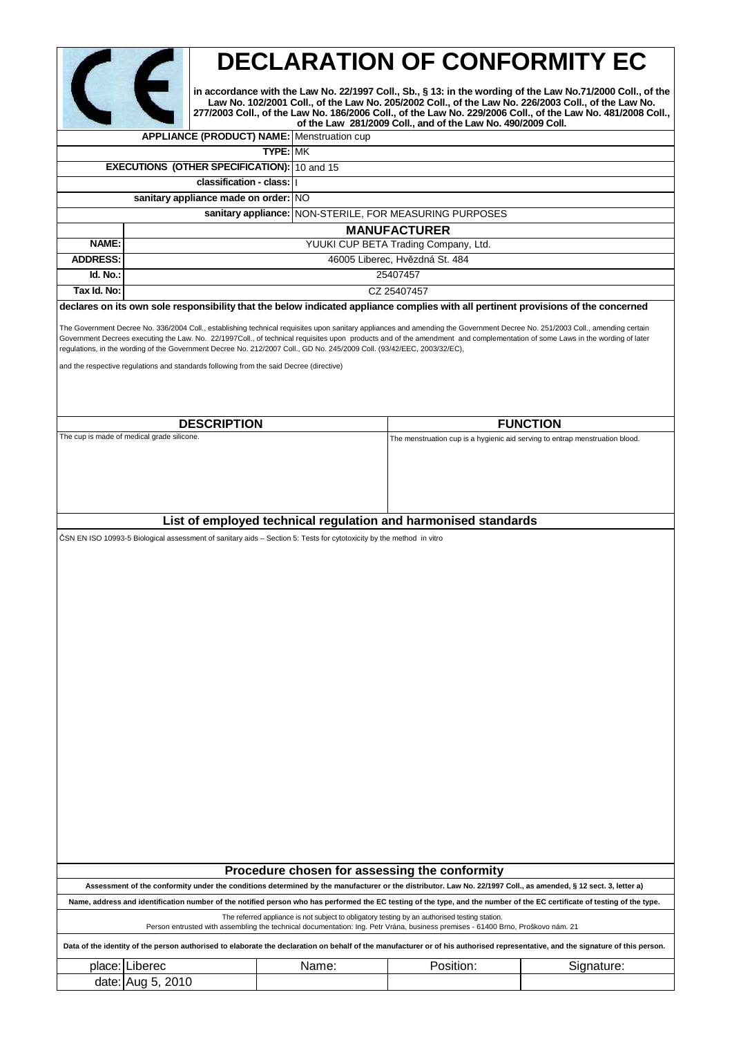# DECLARATION OF CONFORMITY EC

**in accordance with the Law No. 22/1997 Coll., Sb., § 13: in the wording of the Law No.71/2000 Coll., of the Law No. 102/2001 Coll., of the Law No. 205/2002 Coll., of the Law No. 226/2003 Coll., of the Law No. 277/2003 Coll., of the Law No. 186/2006 Coll., of the Law No. 229/2006 Coll., of the Law No. 481/2008 Coll., of the Law 281/2009 Coll., and of the Law No. 490/2009 Coll.**

| | |
|---|---|
| **APPLIANCE (PRODUCT) NAME:** | Menstruation cup |
| **TYPE:** | MK |
| **EXECUTIONS (OTHER SPECIFICATION):** | 10 and 15 |
| **classification - class:** | I |
| **sanitary appliance made on order:** | NO |
| **sanitary appliance:** | NON-STERILE, FOR MEASURING PURPOSES |

## MANUFACTURER

| | |
|---|---|
| **NAME:** | YUUKI CUP BETA Trading Company, Ltd. |
| **ADDRESS:** | 46005 Liberec, Hvězdná St. 484 |
| **Id. No.:** | 25407457 |
| **Tax Id. No:** | CZ 25407457 |

**declares on its own sole responsibility that the below indicated appliance complies with all pertinent provisions of the concerned**

The Government Decree No. 336/2004 Coll., establishing technical requisites upon sanitary appliances and amending the Government Decree No. 251/2003 Coll., amending certain Government Decrees executing the Law. No. 22/1997Coll., of technical requisites upon products and of the amendment and complementation of some Laws in the wording of later regulations, in the wording of the Government Decree No. 212/2007 Coll., GD No. 245/2009 Coll. (93/42/EEC, 2003/32/EC),

and the respective regulations and standards following from the said Decree (directive)

| DESCRIPTION | FUNCTION |
|---|---|
| The cup is made of medical grade silicone. | The menstruation cup is a hygienic aid serving to entrap menstruation blood. |

## List of employed technical regulation and harmonised standards

ČSN EN ISO 10993-5 Biological assessment of sanitary aids – Section 5: Tests for cytotoxicity by the method in vitro

## Procedure chosen for assessing the conformity

**Assessment of the conformity under the conditions determined by the manufacturer or the distributor. Law No. 22/1997 Coll., as amended, § 12 sect. 3, letter a)**

**Name, address and identification number of the notified person who has performed the EC testing of the type, and the number of the EC certificate of testing of the type.**

The referred appliance is not subject to obligatory testing by an authorised testing station.
Person entrusted with assembling the technical documentation: Ing. Petr Vrána, business premises - 61400 Brno, Proškovo nám. 21

**Data of the identity of the person authorised to elaborate the declaration on behalf of the manufacturer or of his authorised representative, and the signature of this person.**

| | | Name: | Position: | Signature: |
|---|---|---|---|---|
| place: | Liberec | | | |
| date: | Aug 5, 2010 | | | |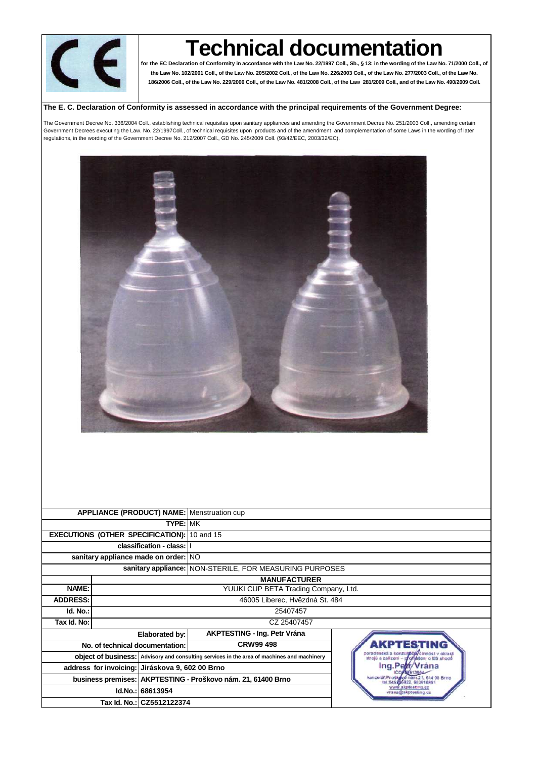# Technical documentation

**for the EC Declaration of Conformity in accordance with the Law No. 22/1997 Coll., Sb., § 13: in the wording of the Law No. 71/2000 Coll., of the Law No. 102/2001 Coll., of the Law No. 205/2002 Coll., of the Law No. 226/2003 Coll., of the Law No. 277/2003 Coll., of the Law No. 186/2006 Coll., of the Law No. 229/2006 Coll., of the Law No. 481/2008 Coll., of the Law 281/2009 Coll., and of the Law No. 490/2009 Coll.**

**The E. C. Declaration of Conformity is assessed in accordance with the principal requirements of the Government Degree:**

The Government Decree No. 336/2004 Coll., establishing technical requisites upon sanitary appliances and amending the Government Decree No. 251/2003 Coll., amending certain Government Decrees executing the Law. No. 22/1997Coll., of technical requisites upon products and of the amendment and complementation of some Laws in the wording of later regulations, in the wording of the Government Decree No. 212/2007 Coll., GD No. 245/2009 Coll. (93/42/EEC, 2003/32/EC).

| | |
|---|---|
| **APPLIANCE (PRODUCT) NAME:** | Menstruation cup |
| **TYPE:** | MK |
| **EXECUTIONS (OTHER SPECIFICATION):** | 10 and 15 |
| **classification - class:** | I |
| **sanitary appliance made on order:** | NO |
| **sanitary appliance:** | NON-STERILE, FOR MEASURING PURPOSES |

| | |
|---|---|
| | **MANUFACTURER** |
| **NAME:** | YUUKI CUP BETA Trading Company, Ltd. |
| **ADDRESS:** | 46005 Liberec, Hvězdná St. 484 |
| **Id. No.:** | 25407457 |
| **Tax Id. No:** | CZ 25407457 |

| | |
|---|---|
| **Elaborated by:** | **AKPTESTING - Ing. Petr Vrána** |
| **No. of technical documentation:** | **CRW99 498** |
| **object of business:** | **Advisory and consulting services in the area of machines and machinery** |
| **address for invoicing:** | **Jiráskova 9, 602 00 Brno** |
| **business premises:** | **AKPTESTING - Proškovo nám. 21, 61400 Brno** |
| **Id.No.:** | **68613954** |
| **Tax Id. No.:** | **CZ5512122374** |

AKPTESTING
poradenská a konzultační činnost v oblasti strojů a zařízení – prohlášení o ES shodě
Ing. Petr Vrána
IČO 68613954
kancelář: Proškovo nám. 21, 614 00 Brno
tel: 545 235822, 603910851
www.akptesting.cz
vrana@akptesting.cz